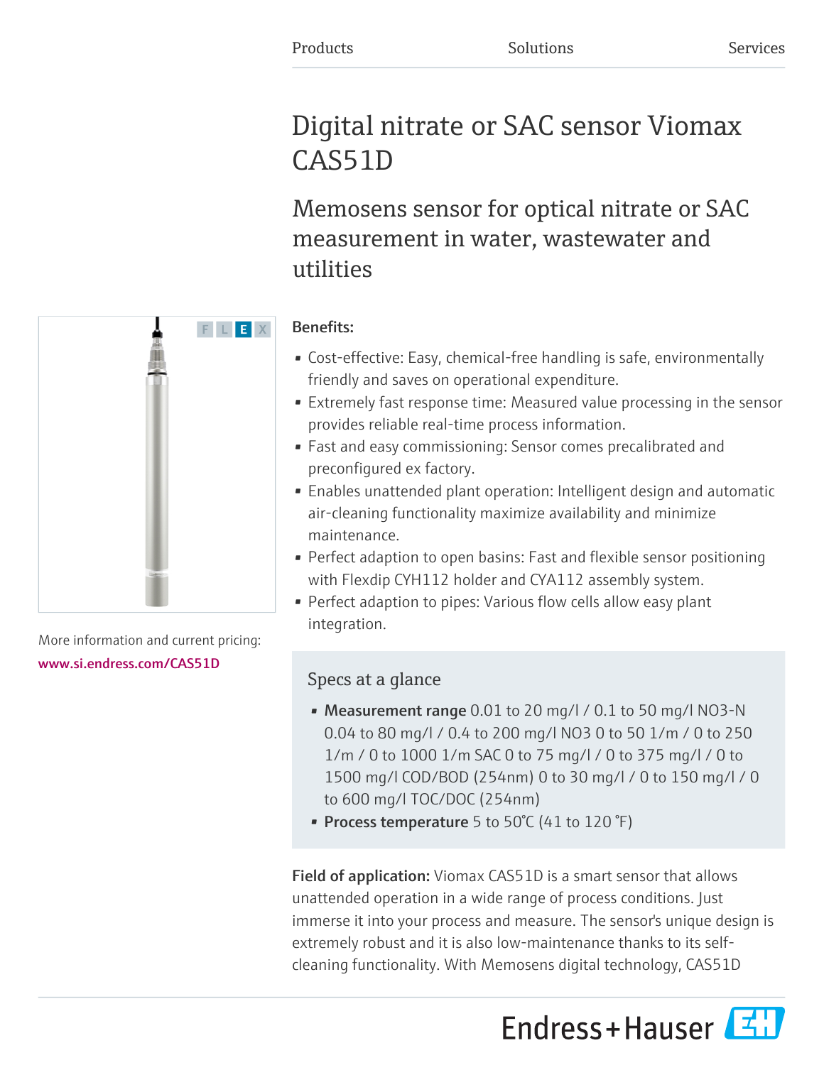Products Solutions Services

# Digital nitrate or SAC sensor Viomax CAS51D

## Memosens sensor for optical nitrate or SAC measurement in water, wastewater and utilities

More information and current pricing:
www.si.endress.com/CAS51D

**Benefits:**

- Cost-effective: Easy, chemical-free handling is safe, environmentally friendly and saves on operational expenditure.
- Extremely fast response time: Measured value processing in the sensor provides reliable real-time process information.
- Fast and easy commissioning: Sensor comes precalibrated and preconfigured ex factory.
- Enables unattended plant operation: Intelligent design and automatic air-cleaning functionality maximize availability and minimize maintenance.
- Perfect adaption to open basins: Fast and flexible sensor positioning with Flexdip CYH112 holder and CYA112 assembly system.
- Perfect adaption to pipes: Various flow cells allow easy plant integration.

### Specs at a glance

- **Measurement range** 0.01 to 20 mg/l / 0.1 to 50 mg/l NO3-N 0.04 to 80 mg/l / 0.4 to 200 mg/l NO3 0 to 50 1/m / 0 to 250 1/m / 0 to 1000 1/m SAC 0 to 75 mg/l / 0 to 375 mg/l / 0 to 1500 mg/l COD/BOD (254nm) 0 to 30 mg/l / 0 to 150 mg/l / 0 to 600 mg/l TOC/DOC (254nm)
- **Process temperature** 5 to 50°C (41 to 120 °F)

**Field of application:** Viomax CAS51D is a smart sensor that allows unattended operation in a wide range of process conditions. Just immerse it into your process and measure. The sensor's unique design is extremely robust and it is also low-maintenance thanks to its self-cleaning functionality. With Memosens digital technology, CAS51D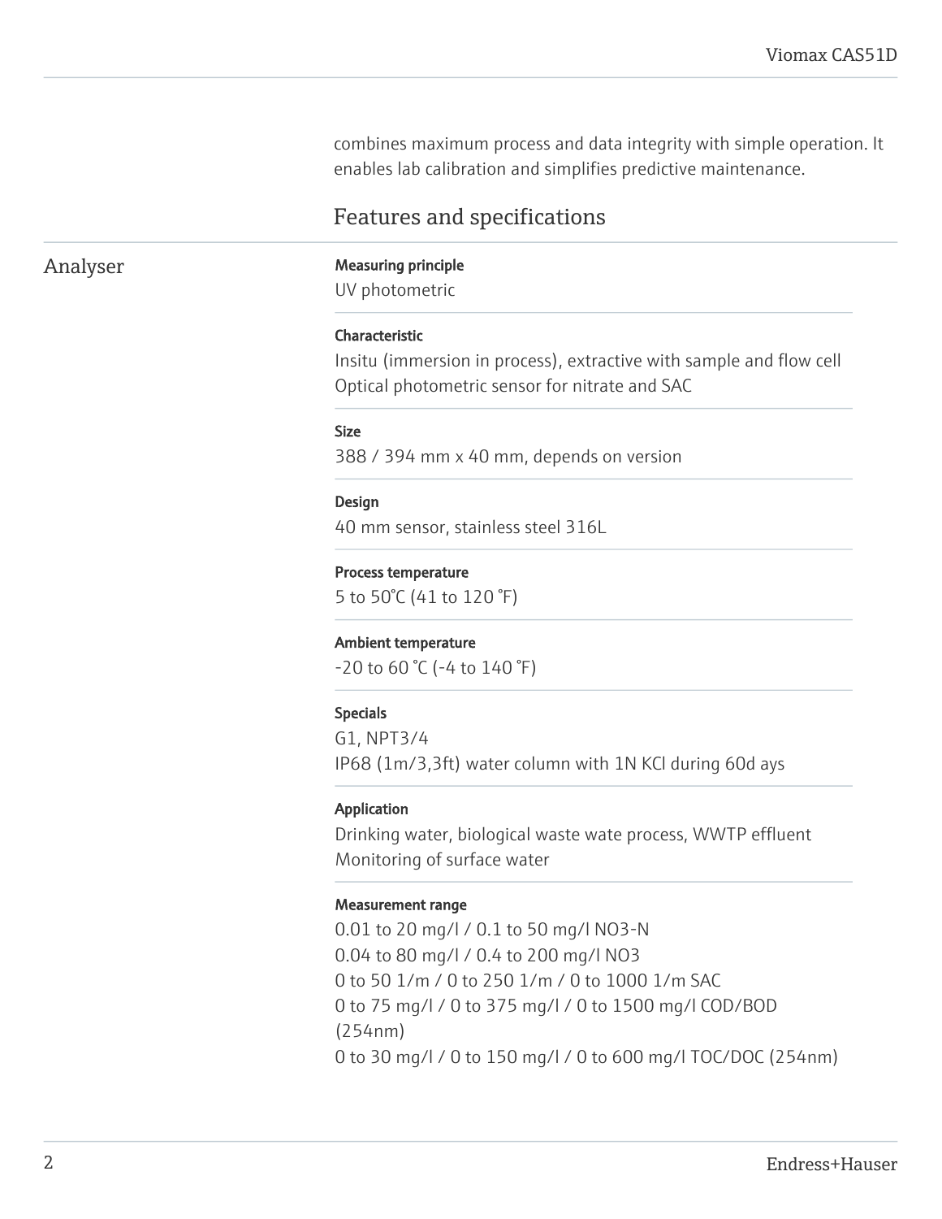combines maximum process and data integrity with simple operation. It enables lab calibration and simplifies predictive maintenance.

## Features and specifications

### Analyser

**Measuring principle**

UV photometric

**Characteristic**

Insitu (immersion in process), extractive with sample and flow cell
Optical photometric sensor for nitrate and SAC

**Size**

388 / 394 mm x 40 mm, depends on version

**Design**

40 mm sensor, stainless steel 316L

**Process temperature**

5 to 50°C (41 to 120 °F)

**Ambient temperature**

-20 to 60 °C (-4 to 140 °F)

**Specials**

G1, NPT3/4
IP68 (1m/3,3ft) water column with 1N KCl during 60d ays

**Application**

Drinking water, biological waste wate process, WWTP effluent
Monitoring of surface water

**Measurement range**

0.01 to 20 mg/l / 0.1 to 50 mg/l $NO_3$-N
0.04 to 80 mg/l / 0.4 to 200 mg/l $NO_3$
0 to 50 1/m / 0 to 250 1/m / 0 to 1000 1/m SAC
0 to 75 mg/l / 0 to 375 mg/l / 0 to 1500 mg/l COD/BOD (254nm)
0 to 30 mg/l / 0 to 150 mg/l / 0 to 600 mg/l TOC/DOC (254nm)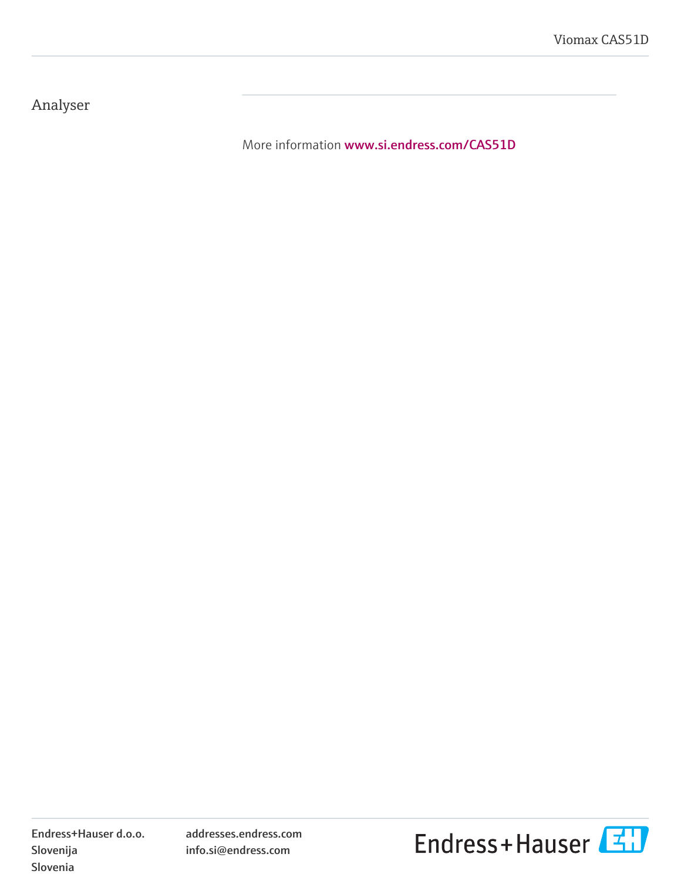Analyser

More information **www.si.endress.com/CAS51D**

Endress+Hauser d.o.o.
Slovenija
Slovenia

addresses.endress.com
info.si@endress.com